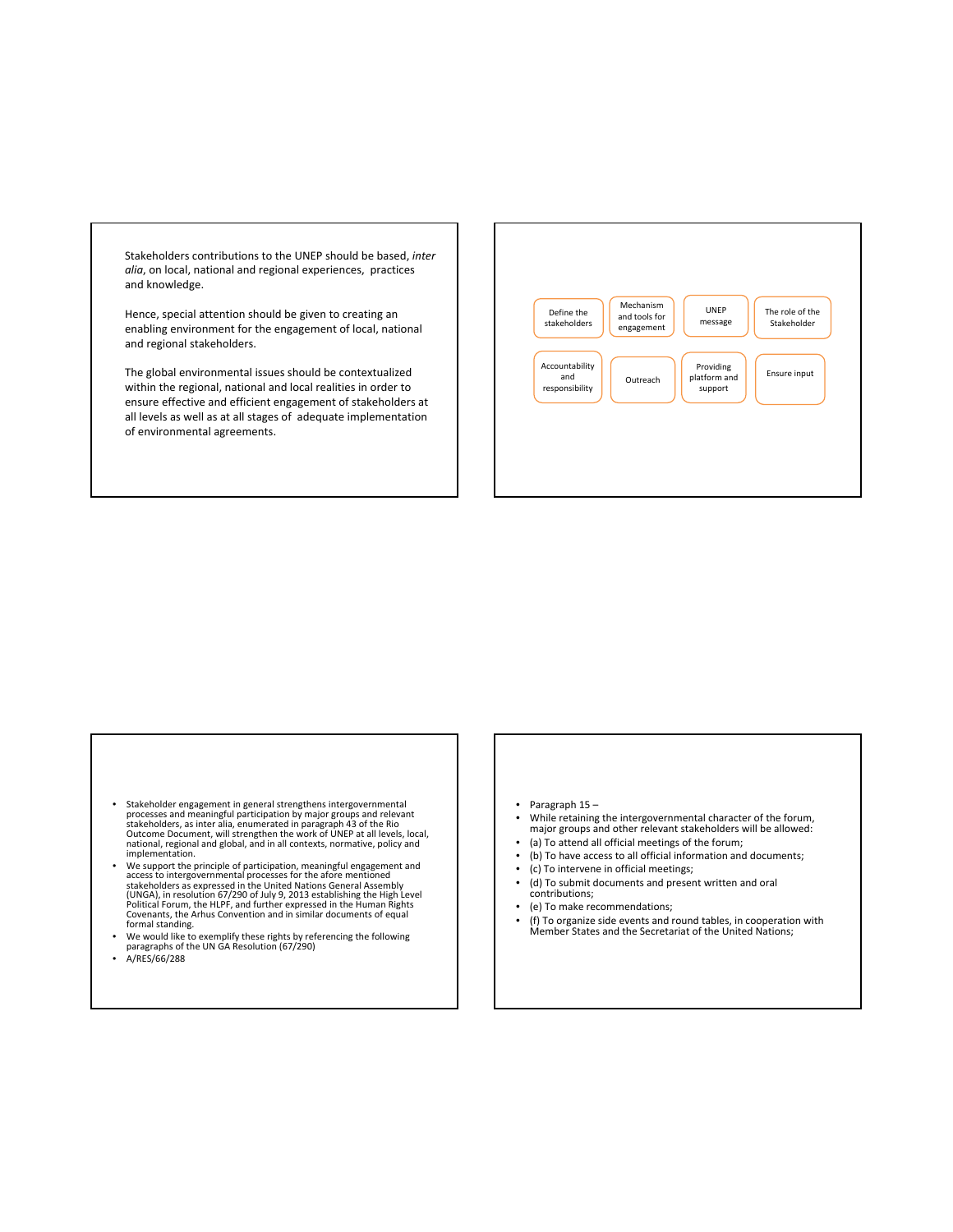Stakeholders contributions to the UNEP should be based, *inter alia*, on local, national and regional experiences, practices and knowledge.

Hence, special attention should be given to creating an enabling environment for the engagement of local, national and regional stakeholders.

The global environmental issues should be contextualized within the regional, national and local realities in order to ensure effective and efficient engagement of stakeholders at all levels as well as at all stages of adequate implementation of environmental agreements.

---

- Define the stakeholders
- Mechanism and tools for engagement
- UNEP message
- The role of the Stakeholder
- Accountability and responsibility
- Outreach
- Providing platform and support
- Ensure input

---

- Stakeholder engagement in general strengthens intergovernmental processes and meaningful participation by major groups and relevant stakeholders, as inter alia, enumerated in paragraph 43 of the Rio Outcome Document, will strengthen the work of UNEP at all levels, local, national, regional and global, and in all contexts, normative, policy and implementation.
- We support the principle of participation, meaningful engagement and access to intergovernmental processes for the afore mentioned stakeholders as expressed in the United Nations General Assembly (UNGA), in resolution 67/290 of July 9, 2013 establishing the High Level Political Forum, the HLPF, and further expressed in the Human Rights Covenants, the Arhus Convention and in similar documents of equal formal standing.
- We would like to exemplify these rights by referencing the following paragraphs of the UN GA Resolution (67/290)
- A/RES/66/288

---

- Paragraph 15 –
- While retaining the intergovernmental character of the forum, major groups and other relevant stakeholders will be allowed:
- (a) To attend all official meetings of the forum;
- (b) To have access to all official information and documents;
- (c) To intervene in official meetings;
- (d) To submit documents and present written and oral contributions;
- (e) To make recommendations;
- (f) To organize side events and round tables, in cooperation with Member States and the Secretariat of the United Nations;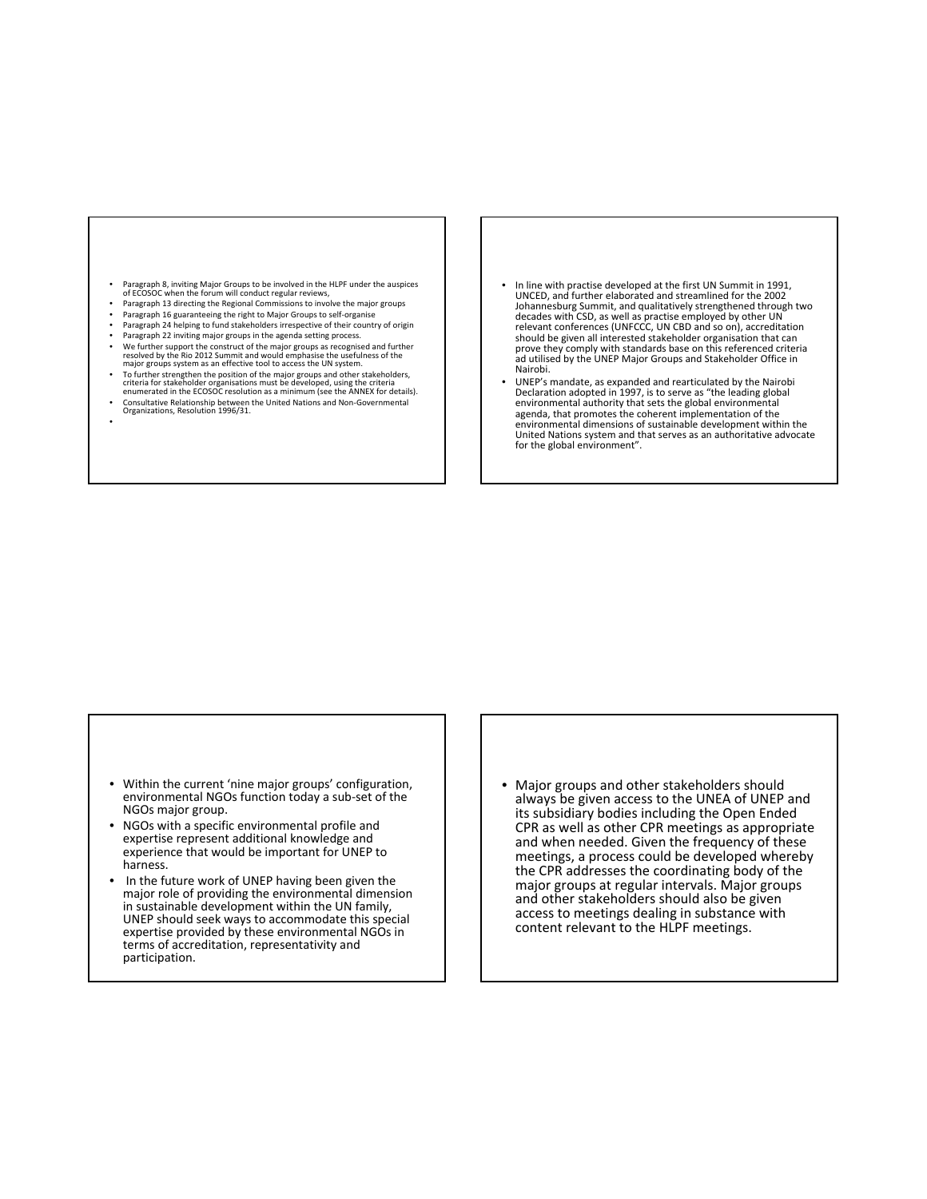- Paragraph 8, inviting Major Groups to be involved in the HLPF under the auspices of ECOSOC when the forum will conduct regular reviews,
- Paragraph 13 directing the Regional Commissions to involve the major groups
- Paragraph 16 guaranteeing the right to Major Groups to self-organise
- Paragraph 24 helping to fund stakeholders irrespective of their country of origin
- Paragraph 22 inviting major groups in the agenda setting process.
- We further support the construct of the major groups as recognised and further resolved by the Rio 2012 Summit and would emphasise the usefulness of the major groups system as an effective tool to access the UN system.
- To further strengthen the position of the major groups and other stakeholders, criteria for stakeholder organisations must be developed, using the criteria enumerated in the ECOSOC resolution as a minimum (see the ANNEX for details).
- Consultative Relationship between the United Nations and Non-Governmental Organizations, Resolution 1996/31.

- In line with practise developed at the first UN Summit in 1991, UNCED, and further elaborated and streamlined for the 2002 Johannesburg Summit, and qualitatively strengthened through two decades with CSD, as well as practise employed by other UN relevant conferences (UNFCCC, UN CBD and so on), accreditation should be given all interested stakeholder organisation that can prove they comply with standards base on this referenced criteria ad utilised by the UNEP Major Groups and Stakeholder Office in Nairobi.
- UNEP's mandate, as expanded and rearticulated by the Nairobi Declaration adopted in 1997, is to serve as "the leading global environmental authority that sets the global environmental agenda, that promotes the coherent implementation of the environmental dimensions of sustainable development within the United Nations system and that serves as an authoritative advocate for the global environment".

- Within the current 'nine major groups' configuration, environmental NGOs function today a sub-set of the NGOs major group.
- NGOs with a specific environmental profile and expertise represent additional knowledge and experience that would be important for UNEP to harness.
- In the future work of UNEP having been given the major role of providing the environmental dimension in sustainable development within the UN family, UNEP should seek ways to accommodate this special expertise provided by these environmental NGOs in terms of accreditation, representativity and participation.

- Major groups and other stakeholders should always be given access to the UNEA of UNEP and its subsidiary bodies including the Open Ended CPR as well as other CPR meetings as appropriate and when needed. Given the frequency of these meetings, a process could be developed whereby the CPR addresses the coordinating body of the major groups at regular intervals. Major groups and other stakeholders should also be given access to meetings dealing in substance with content relevant to the HLPF meetings.